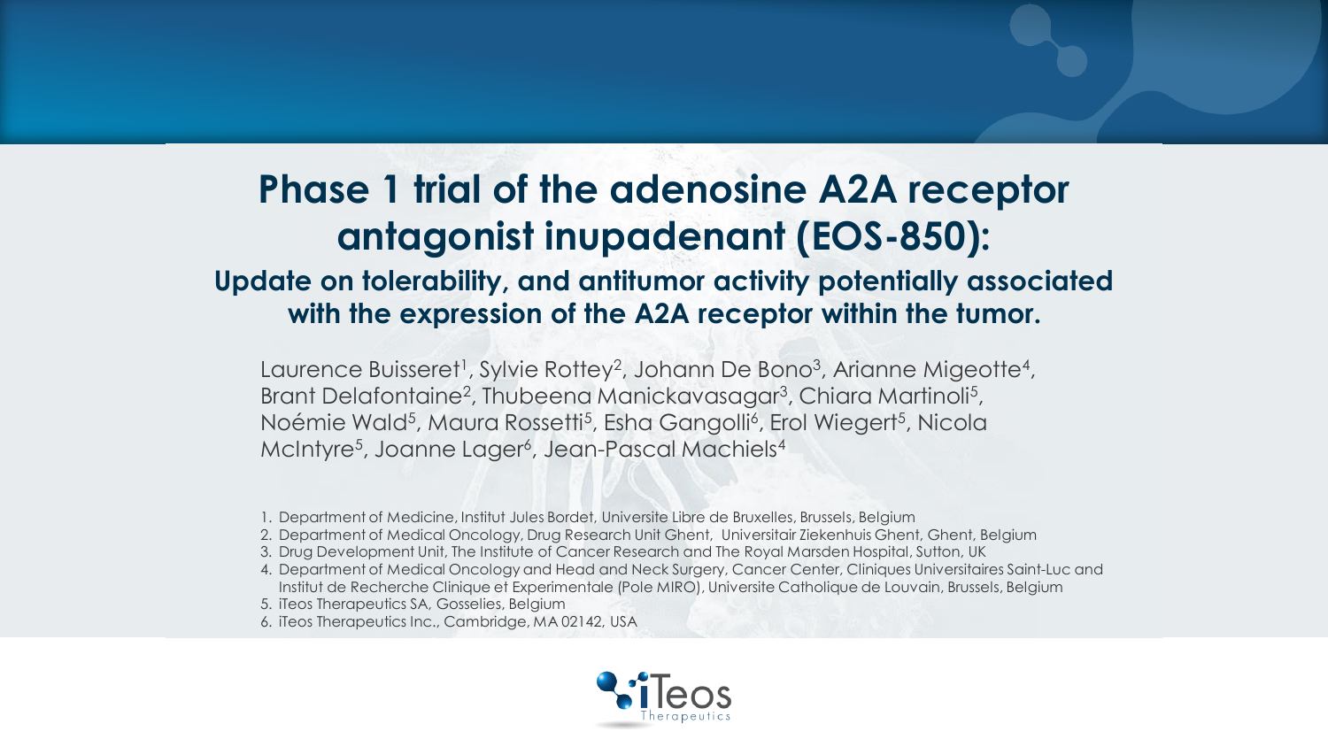# Phase 1 trial of the adenosine A2A receptor antagonist inupadenant (EOS-850):

## Update on tolerability, and antitumor activity potentially associated with the expression of the A2A receptor within the tumor.

Laurence Buisseret[1], Sylvie Rottey[2], Johann De Bono[3], Arianne Migeotte[4], Brant Delafontaine[2], Thubeena Manickavasagar[3], Chiara Martinoli[5], Noémie Wald[5], Maura Rossetti[5], Esha Gangolli[6], Erol Wiegert[5], Nicola McIntyre[5], Joanne Lager[6], Jean-Pascal Machiels[4]

1. Department of Medicine, Institut Jules Bordet, Universite Libre de Bruxelles, Brussels, Belgium
2. Department of Medical Oncology, Drug Research Unit Ghent, Universitair Ziekenhuis Ghent, Ghent, Belgium
3. Drug Development Unit, The Institute of Cancer Research and The Royal Marsden Hospital, Sutton, UK
4. Department of Medical Oncology and Head and Neck Surgery, Cancer Center, Cliniques Universitaires Saint-Luc and Institut de Recherche Clinique et Experimentale (Pole MIRO), Universite Catholique de Louvain, Brussels, Belgium
5. iTeos Therapeutics SA, Gosselies, Belgium
6. iTeos Therapeutics Inc., Cambridge, MA 02142, USA

iTeos Therapeutics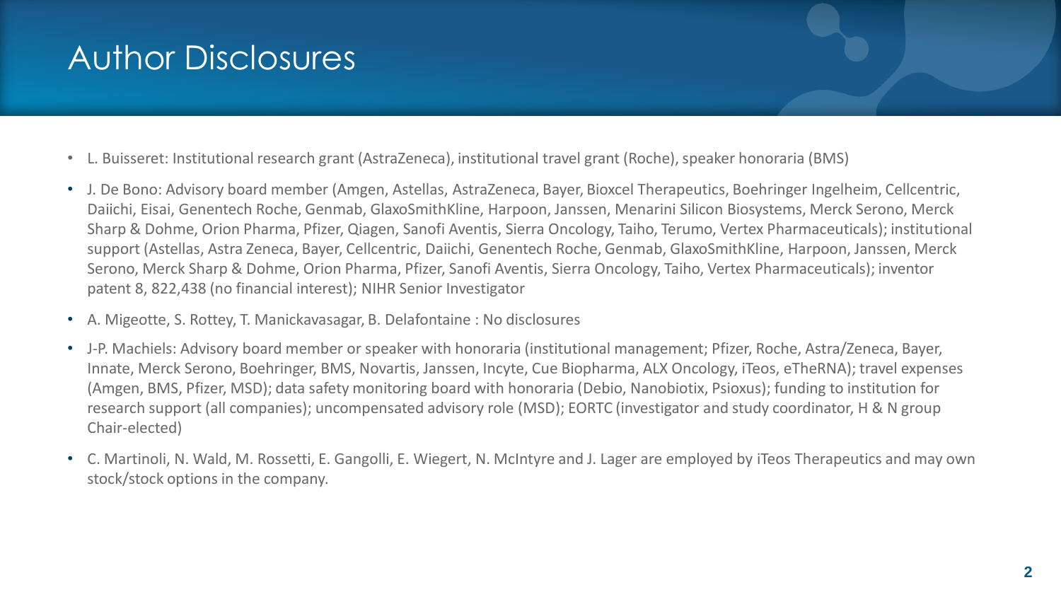# Author Disclosures

- L. Buisseret: Institutional research grant (AstraZeneca), institutional travel grant (Roche), speaker honoraria (BMS)
- J. De Bono: Advisory board member (Amgen, Astellas, AstraZeneca, Bayer, Bioxcel Therapeutics, Boehringer Ingelheim, Cellcentric, Daiichi, Eisai, Genentech Roche, Genmab, GlaxoSmithKline, Harpoon, Janssen, Menarini Silicon Biosystems, Merck Serono, Merck Sharp & Dohme, Orion Pharma, Pfizer, Qiagen, Sanofi Aventis, Sierra Oncology, Taiho, Terumo, Vertex Pharmaceuticals); institutional support (Astellas, Astra Zeneca, Bayer, Cellcentric, Daiichi, Genentech Roche, Genmab, GlaxoSmithKline, Harpoon, Janssen, Merck Serono, Merck Sharp & Dohme, Orion Pharma, Pfizer, Sanofi Aventis, Sierra Oncology, Taiho, Vertex Pharmaceuticals); inventor patent 8, 822,438 (no financial interest); NIHR Senior Investigator
- A. Migeotte, S. Rottey, T. Manickavasagar, B. Delafontaine : No disclosures
- J-P. Machiels: Advisory board member or speaker with honoraria (institutional management; Pfizer, Roche, Astra/Zeneca, Bayer, Innate, Merck Serono, Boehringer, BMS, Novartis, Janssen, Incyte, Cue Biopharma, ALX Oncology, iTeos, eTheRNA); travel expenses (Amgen, BMS, Pfizer, MSD); data safety monitoring board with honoraria (Debio, Nanobiotix, Psioxus); funding to institution for research support (all companies); uncompensated advisory role (MSD); EORTC (investigator and study coordinator, H & N group Chair-elected)
- C. Martinoli, N. Wald, M. Rossetti, E. Gangolli, E. Wiegert, N. McIntyre and J. Lager are employed by iTeos Therapeutics and may own stock/stock options in the company.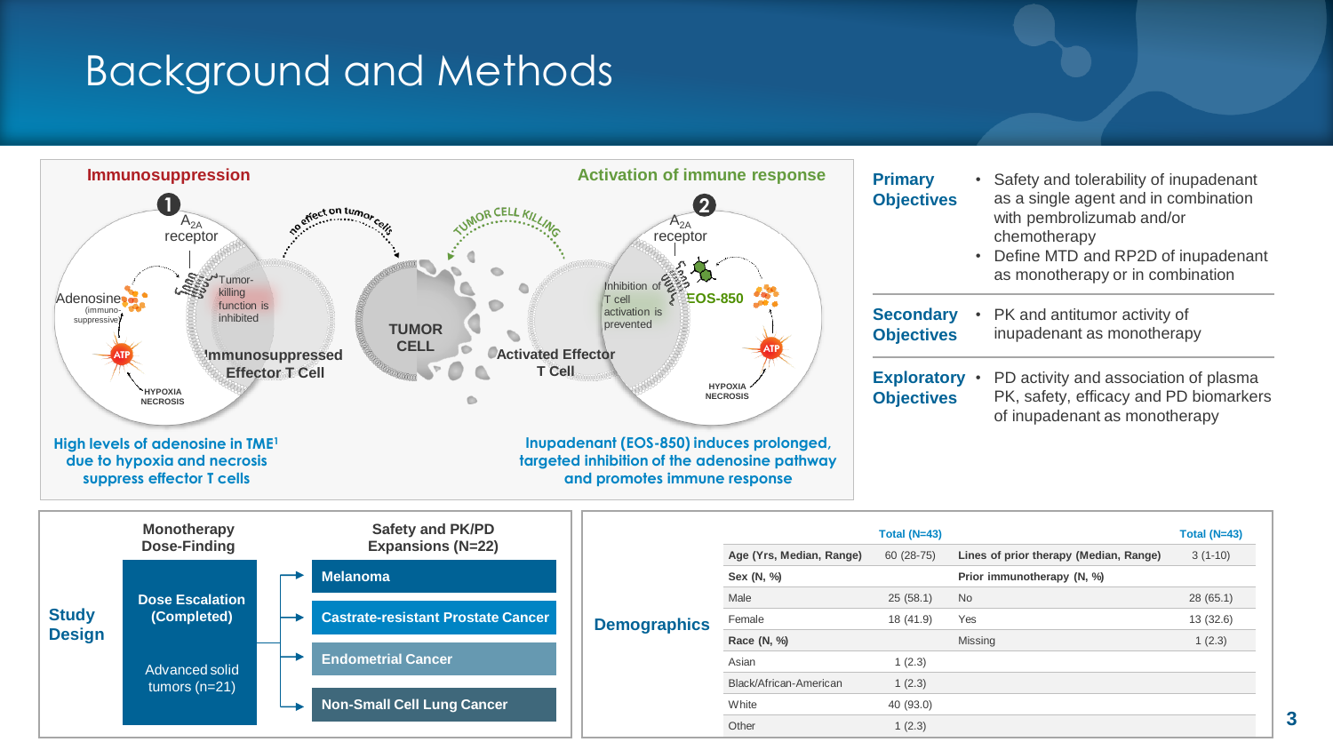# Background and Methods

**Immunosuppression**

❶ $A_{2A}$ receptor

Adenosine (immuno-suppressive)

ATP

HYPOXIA NECROSIS

Tumor-killing function is inhibited

Immunosuppressed Effector T Cell

no effect on tumor cells

TUMOR CELL

TUMOR CELL KILLING

**Activation of immune response**

❷ $A_{2A}$ receptor

Inhibition of T cell activation is prevented

EOS-850

ATP

HYPOXIA NECROSIS

Activated Effector T Cell

**High levels of adenosine in TME[1] due to hypoxia and necrosis suppress effector T cells**

**Inupadenant (EOS-850) induces prolonged, targeted inhibition of the adenosine pathway and promotes immune response**

**Primary Objectives**
- Safety and tolerability of inupadenant as a single agent and in combination with pembrolizumab and/or chemotherapy
- Define MTD and RP2D of inupadenant as monotherapy or in combination

**Secondary Objectives**
- PK and antitumor activity of inupadenant as monotherapy

**Exploratory Objectives**
- PD activity and association of plasma PK, safety, efficacy and PD biomarkers of inupadenant as monotherapy

## Study Design

**Monotherapy Dose-Finding**

**Dose Escalation (Completed)**

Advanced solid tumors (n=21)

**Safety and PK/PD Expansions (N=22)**

- Melanoma
- Castrate-resistant Prostate Cancer
- Endometrial Cancer
- Non-Small Cell Lung Cancer

## Demographics

| | Total (N=43) | | Total (N=43) |
|---|---|---|---|
| **Age (Yrs, Median, Range)** | 60 (28-75) | **Lines of prior therapy (Median, Range)** | 3 (1-10) |
| **Sex (N, %)** | | **Prior immunotherapy (N, %)** | |
| Male | 25 (58.1) | No | 28 (65.1) |
| Female | 18 (41.9) | Yes | 13 (32.6) |
| **Race (N, %)** | | Missing | 1 (2.3) |
| Asian | 1 (2.3) | | |
| Black/African-American | 1 (2.3) | | |
| White | 40 (93.0) | | |
| Other | 1 (2.3) | | |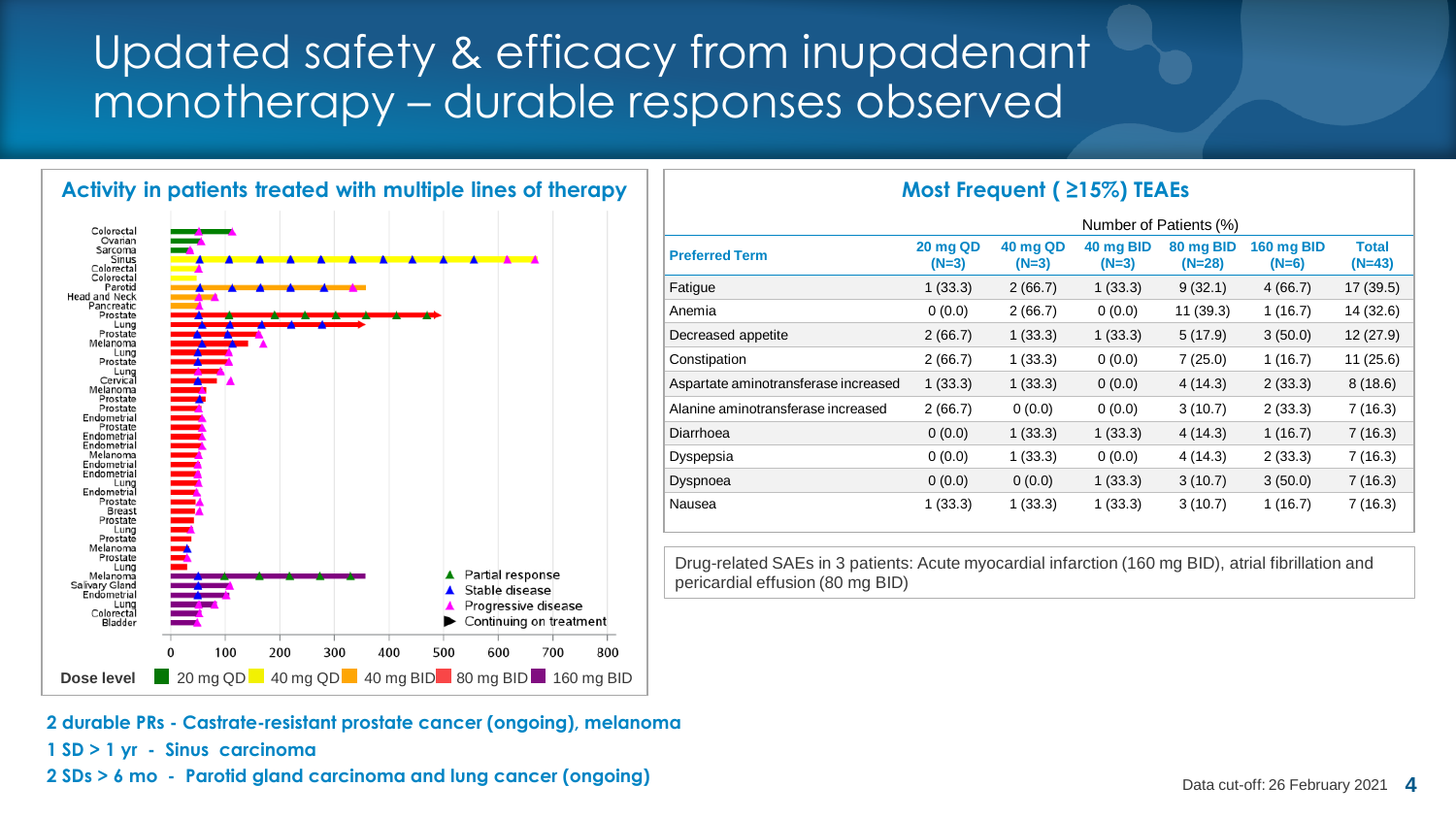# Updated safety & efficacy from inupadenant monotherapy – durable responses observed

## Activity in patients treated with multiple lines of therapy

Colorectal, Ovarian, Sarcoma, Sinus, Colorectal, Colorectal, Parotid, Head and Neck, Pancreatic, Prostate, Lung, Prostate, Melanoma, Lung, Prostate, Lung, Cervical, Melanoma, Prostate, Prostate, Endometrial, Prostate, Endometrial, Endometrial, Melanoma, Endometrial, Endometrial, Lung, Endometrial, Prostate, Breast, Prostate, Lung, Prostate, Melanoma, Prostate, Lung, Melanoma, Salivary Gland, Endometrial, Lung, Colorectal, Bladder

▲ Partial response
▲ Stable disease
▲ Progressive disease
▶ Continuing on treatment

0 100 200 300 400 500 600 700 800

Dose level: 20 mg QD, 40 mg QD, 40 mg BID, 80 mg BID, 160 mg BID

## Most Frequent ( ≥15%) TEAEs

| | Number of Patients (%) | | | | | |
|---|---|---|---|---|---|---|
| **Preferred Term** | **20 mg QD (N=3)** | **40 mg QD (N=3)** | **40 mg BID (N=3)** | **80 mg BID (N=28)** | **160 mg BID (N=6)** | **Total (N=43)** |
| Fatigue | 1 (33.3) | 2 (66.7) | 1 (33.3) | 9 (32.1) | 4 (66.7) | 17 (39.5) |
| Anemia | 0 (0.0) | 2 (66.7) | 0 (0.0) | 11 (39.3) | 1 (16.7) | 14 (32.6) |
| Decreased appetite | 2 (66.7) | 1 (33.3) | 1 (33.3) | 5 (17.9) | 3 (50.0) | 12 (27.9) |
| Constipation | 2 (66.7) | 1 (33.3) | 0 (0.0) | 7 (25.0) | 1 (16.7) | 11 (25.6) |
| Aspartate aminotransferase increased | 1 (33.3) | 1 (33.3) | 0 (0.0) | 4 (14.3) | 2 (33.3) | 8 (18.6) |
| Alanine aminotransferase increased | 2 (66.7) | 0 (0.0) | 0 (0.0) | 3 (10.7) | 2 (33.3) | 7 (16.3) |
| Diarrhoea | 0 (0.0) | 1 (33.3) | 1 (33.3) | 4 (14.3) | 1 (16.7) | 7 (16.3) |
| Dyspepsia | 0 (0.0) | 1 (33.3) | 0 (0.0) | 4 (14.3) | 2 (33.3) | 7 (16.3) |
| Dyspnoea | 0 (0.0) | 0 (0.0) | 1 (33.3) | 3 (10.7) | 3 (50.0) | 7 (16.3) |
| Nausea | 1 (33.3) | 1 (33.3) | 1 (33.3) | 3 (10.7) | 1 (16.7) | 7 (16.3) |

Drug-related SAEs in 3 patients: Acute myocardial infarction (160 mg BID), atrial fibrillation and pericardial effusion (80 mg BID)

**2 durable PRs - Castrate-resistant prostate cancer (ongoing), melanoma**

**1 SD > 1 yr - Sinus carcinoma**

**2 SDs > 6 mo - Parotid gland carcinoma and lung cancer (ongoing)**

Data cut-off: 26 February 2021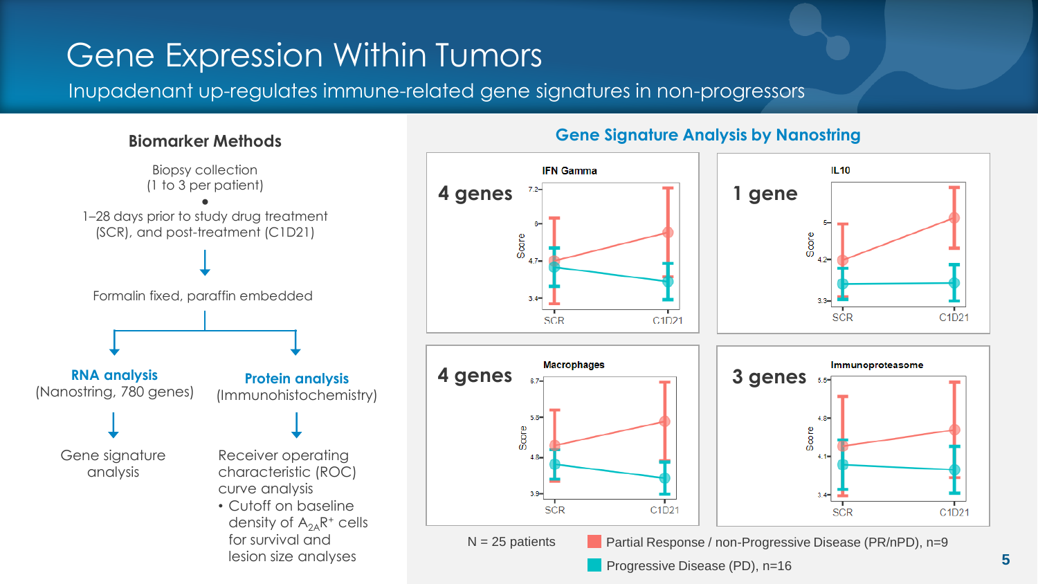# Gene Expression Within Tumors

Inupadenant up-regulates immune-related gene signatures in non-progressors

## Biomarker Methods

Biopsy collection
(1 to 3 per patient)

1–28 days prior to study drug treatment (SCR), and post-treatment (C1D21)

↓

Formalin fixed, paraffin embedded

**RNA analysis**
(Nanostring, 780 genes)

↓

Gene signature analysis

**Protein analysis**
(Immunohistochemistry)

↓

Receiver operating characteristic (ROC) curve analysis

- Cutoff on baseline density of $A_{2A}R^+$ cells for survival and lesion size analyses

## Gene Signature Analysis by Nanostring

**4 genes** — IFN Gamma

**1 gene** — IL10

**4 genes** — Macrophages

**3 genes** — Immunoproteasome

N = 25 patients

Partial Response / non-Progressive Disease (PR/nPD), n=9

Progressive Disease (PD), n=16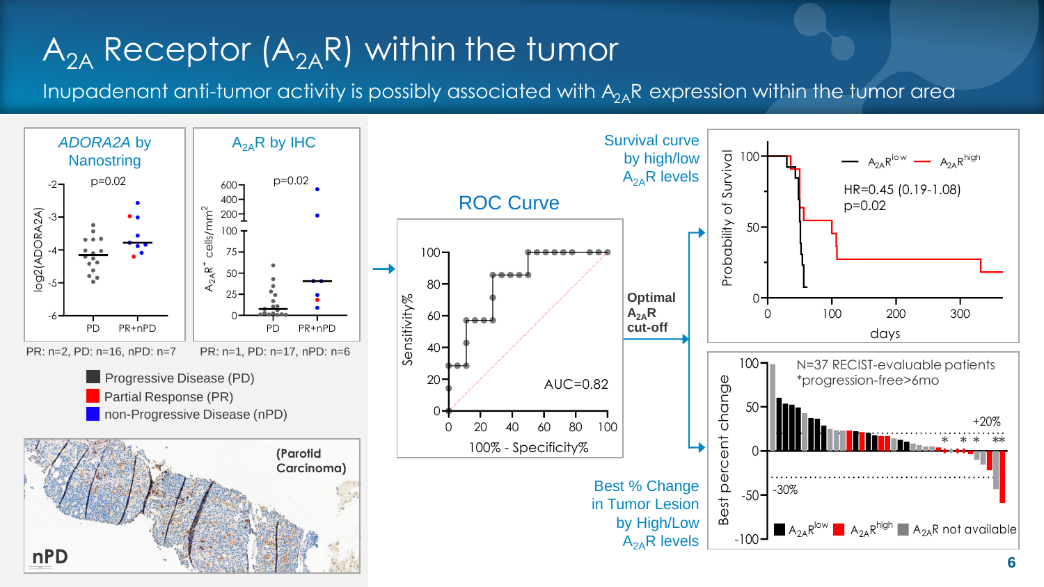# $A_{2A}$ Receptor ($A_{2A}R$) within the tumor

Inupadenant anti-tumor activity is possibly associated with $A_{2A}R$ expression within the tumor area

***ADORA2A* by Nanostring**

p=0.02

log2(ADORA2A): PD vs PR+nPD

PR: n=2, PD: n=16, nPD: n=7

**$A_{2A}R$ by IHC**

p=0.02

$A_{2A}R^+$ cells/mm$^2$: PD vs PR+nPD

PR: n=1, PD: n=17, nPD: n=6

- Progressive Disease (PD)
- Partial Response (PR)
- non-Progressive Disease (nPD)

(Parotid Carcinoma)

nPD

**ROC Curve**

AUC=0.82

Sensitivity% vs 100% - Specificity%

Optimal $A_{2A}R$ cut-off

**Survival curve by high/low $A_{2A}R$ levels**

$A_{2A}R^{low}$ — $A_{2A}R^{high}$

HR=0.45 (0.19-1.08)

p=0.02

Probability of Survival vs days

**Best % Change in Tumor Lesion by High/Low $A_{2A}R$ levels**

N=37 RECIST-evaluable patients

*progression-free>6mo

+20%

-30%

Best percent change

$A_{2A}R^{low}$ | $A_{2A}R^{high}$ | $A_{2A}R$ not available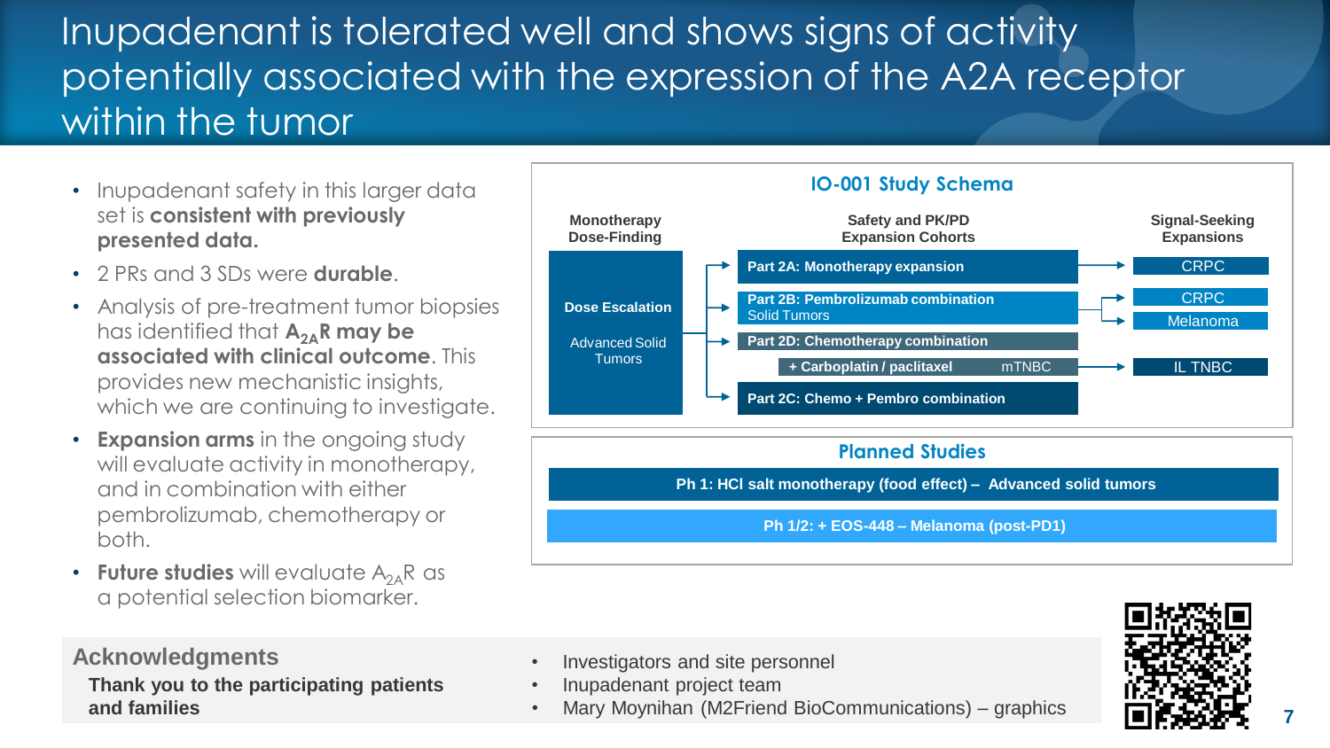# Inupadenant is tolerated well and shows signs of activity potentially associated with the expression of the A2A receptor within the tumor

- Inupadenant safety in this larger data set is **consistent with previously presented data.**
- 2 PRs and 3 SDs were **durable**.
- Analysis of pre-treatment tumor biopsies has identified that **$A_{2A}$R may be associated with clinical outcome**. This provides new mechanistic insights, which we are continuing to investigate.
- **Expansion arms** in the ongoing study will evaluate activity in monotherapy, and in combination with either pembrolizumab, chemotherapy or both.
- **Future studies** will evaluate $A_{2A}$R as a potential selection biomarker.

## IO-001 Study Schema

**Monotherapy Dose-Finding**

**Dose Escalation**

Advanced Solid Tumors

**Safety and PK/PD Expansion Cohorts**

- **Part 2A: Monotherapy expansion** → CRPC
- **Part 2B: Pembrolizumab combination** Solid Tumors → CRPC; Melanoma
- **Part 2D: Chemotherapy combination**
  - **+ Carboplatin / paclitaxel** mTNBC → IL TNBC
- **Part 2C: Chemo + Pembro combination**

**Signal-Seeking Expansions**

## Planned Studies

**Ph 1: HCl salt monotherapy (food effect) – Advanced solid tumors**

**Ph 1/2: + EOS-448 – Melanoma (post-PD1)**

## Acknowledgments

**Thank you to the participating patients and families**

- Investigators and site personnel
- Inupadenant project team
- Mary Moynihan (M2Friend BioCommunications) – graphics